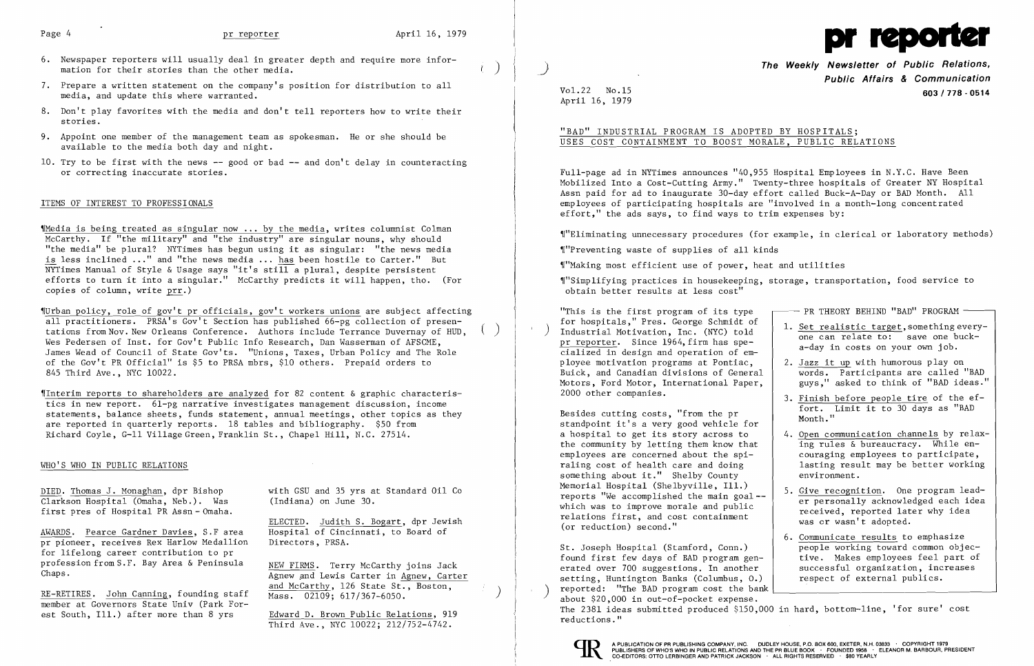6. Newspaper reporters will usually deal in greater depth and require more information for their stories than the other media.
7. Prepare a written statement on the company's position for distribution to all media, and update this where warranted.
8. Don't play favorites with the media and don't tell reporters how to write their stories.
9. Appoint one member of the management team as spokesman. He or she should be available to the media both day and night.
10. Try to be first with the news -- good or bad -- and don't delay in counteracting or correcting inaccurate stories.

## ITEMS OF INTEREST TO PROFESSIONALS

¶Media is being treated as singular now ... by the media, writes columnist Colman McCarthy. If "the military" and "the industry" are singular nouns, why should "the media" be plural? NYTimes has begun using it as singular: "the news media is less inclined ..." and "the news media ... has been hostile to Carter." But NYTimes Manual of Style & Usage says "it's still a plural, despite persistent efforts to turn it into a singular." McCarthy predicts it will happen, tho. (For copies of column, write prr.)

¶Urban policy, role of gov't pr officials, gov't workers unions are subject affecting all practitioners. PRSA's Gov't Section has published 66-pg collection of presentations from Nov. New Orleans Conference. Authors include Terrance Duvernay of HUD, Wes Pedersen of Inst. for Gov't Public Info Research, Dan Wasserman of AFSCME, James Wead of Council of State Gov'ts. "Unions, Taxes, Urban Policy and The Role of the Gov't PR Official" is $5 to PRSA mbrs, $10 others. Prepaid orders to 845 Third Ave., NYC 10022.

¶Interim reports to shareholders are analyzed for 82 content & graphic characteristics in new report. 61-pg narrative investigates management discussion, income statements, balance sheets, funds statement, annual meetings, other topics as they are reported in quarterly reports. 18 tables and bibliography. $50 from Richard Coyle, G-11 Village Green, Franklin St., Chapel Hill, N.C. 27514.

## WHO'S WHO IN PUBLIC RELATIONS

DIED. Thomas J. Monaghan, dpr Bishop Clarkson Hospital (Omaha, Neb.). Was first pres of Hospital PR Assn - Omaha.

AWARDS. Pearce Gardner Davies, S.F area pr pioneer, receives Rex Harlow Medallion for lifelong career contribution to pr profession from S.F. Bay Area & Peninsula Chaps.

RE-RETIRES. John Canning, founding staff member at Governors State Univ (Park Forest South, Ill.) after more than 8 yrs with GSU and 35 yrs at Standard Oil Co (Indiana) on June 30.

ELECTED. Judith S. Bogart, dpr Jewish Hospital of Cincinnati, to Board of Directors, PRSA.

NEW FIRMS. Terry McCarthy joins Jack Agnew and Lewis Carter in Agnew, Carter and McCarthy, 126 State St., Boston, Mass. 02109; 617/367-6050.

Edward D. Brown Public Relations, 919 Third Ave., NYC 10022; 212/752-4742.

# pr reporter

**The Weekly Newsletter of Public Relations, Public Affairs & Communication**

**603 / 778 - 0514**

Vol.22 No.15
April 16, 1979

## "BAD" INDUSTRIAL PROGRAM IS ADOPTED BY HOSPITALS; USES COST CONTAINMENT TO BOOST MORALE, PUBLIC RELATIONS

Full-page ad in NYTimes announces "40,955 Hospital Employees in N.Y.C. Have Been Mobilized Into a Cost-Cutting Army." Twenty-three hospitals of Greater NY Hospital Assn paid for ad to inaugurate 30-day effort called Buck-A-Day or BAD Month. All employees of participating hospitals are "involved in a month-long concentrated effort," the ads says, to find ways to trim expenses by:

¶"Eliminating unnecessary procedures (for example, in clerical or laboratory methods)

¶"Preventing waste of supplies of all kinds

¶"Making most efficient use of power, heat and utilities

¶"Simplifying practices in housekeeping, storage, transportation, food service to obtain better results at less cost"

"This is the first program of its type for hospitals," Pres. George Schmidt of Industrial Motivation, Inc. (NYC) told pr reporter. Since 1964, firm has specialized in design and operation of employee motivation programs at Pontiac, Buick, and Canadian divisions of General Motors, Ford Motor, International Paper, 2000 other companies.

Besides cutting costs, "from the pr standpoint it's a very good vehicle for a hospital to get its story across to the community by letting them know that employees are concerned about the spiraling cost of health care and doing something about it." Shelby County Memorial Hospital (Shelbyville, Ill.) reports "We accomplished the main goal -- which was to improve morale and public relations first, and cost containment (or reduction) second."

St. Joseph Hospital (Stamford, Conn.) found first few days of BAD program generated over 700 suggestions. In another setting, Huntington Banks (Columbus, O.) reported: "The BAD program cost the bank about $20,000 in out-of-pocket expense. The 2381 ideas submitted produced $150,000 in hard, bottom-line, 'for sure' cost reductions."

**PR THEORY BEHIND "BAD" PROGRAM**

1. Set realistic target, something everyone can relate to: save one buck-a-day in costs on your own job.
2. Jazz it up with humorous play on words. Participants are called "BAD guys," asked to think of "BAD ideas."
3. Finish before people tire of the effort. Limit it to 30 days as "BAD Month."
4. Open communication channels by relaxing rules & bureaucracy. While encouraging employees to participate, lasting result may be better working environment.
5. Give recognition. One program leader personally acknowledged each idea received, reported later why idea was or wasn't adopted.
6. Communicate results to emphasize people working toward common objective. Makes employees feel part of successful organization, increases respect of external publics.

A PUBLICATION OF PR PUBLISHING COMPANY, INC. DUDLEY HOUSE, P.O. BOX 600, EXETER, N.H. 03833 · COPYRIGHT 1979
PUBLISHERS OF WHO'S WHO IN PUBLIC RELATIONS AND THE PR BLUE BOOK · FOUNDED 1958 · ELEANOR M. BARBOUR, PRESIDENT
CO-EDITORS: OTTO LERBINGER AND PATRICK JACKSON · ALL RIGHTS RESERVED · $80 YEARLY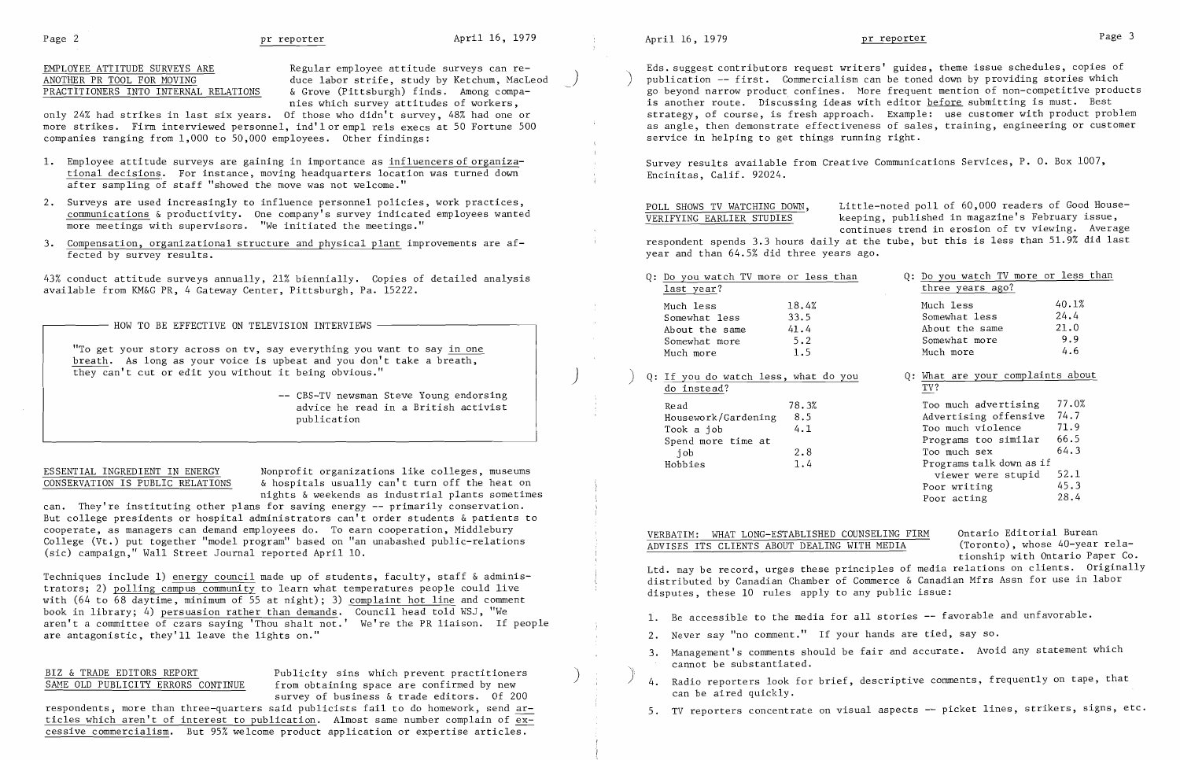## EMPLOYEE ATTITUDE SURVEYS ARE ANOTHER PR TOOL FOR MOVING PRACTITIONERS INTO INTERNAL RELATIONS

Regular employee attitude surveys can reduce labor strife, study by Ketchum, MacLeod & Grove (Pittsburgh) finds. Among companies which survey attitudes of workers, only 24% had strikes in last six years. Of those who didn't survey, 48% had one or more strikes. Firm interviewed personnel, ind'l or empl rels execs at 50 Fortune 500 companies ranging from 1,000 to 50,000 employees. Other findings:

1. Employee attitude surveys are gaining in importance as influencers of organizational decisions. For instance, moving headquarters location was turned down after sampling of staff "showed the move was not welcome."
2. Surveys are used increasingly to influence personnel policies, work practices, communications & productivity. One company's survey indicated employees wanted more meetings with supervisors. "We initiated the meetings."
3. Compensation, organizational structure and physical plant improvements are affected by survey results.

43% conduct attitude surveys annually, 21% biennially. Copies of detailed analysis available from KM&G PR, 4 Gateway Center, Pittsburgh, Pa. 15222.

---

### HOW TO BE EFFECTIVE ON TELEVISION INTERVIEWS

"To get your story across on tv, say everything you want to say in one breath. As long as your voice is upbeat and you don't take a breath, they can't cut or edit you without it being obvious."

-- CBS-TV newsman Steve Young endorsing advice he read in a British activist publication

---

## ESSENTIAL INGREDIENT IN ENERGY CONSERVATION IS PUBLIC RELATIONS

Nonprofit organizations like colleges, museums & hospitals usually can't turn off the heat on nights & weekends as industrial plants sometimes can. They're instituting other plans for saving energy -- primarily conservation. But college presidents or hospital administrators can't order students & patients to cooperate, as managers can demand employees do. To earn cooperation, Middlebury College (Vt.) put together "model program" based on "an unabashed public-relations (sic) campaign," Wall Street Journal reported April 10.

Techniques include 1) energy council made up of students, faculty, staff & administrators; 2) polling campus community to learn what temperatures people could live with (64 to 68 daytime, minimum of 55 at night); 3) complaint hot line and comment book in library; 4) persuasion rather than demands. Council head told WSJ, "We aren't a committee of czars saying 'Thou shalt not.' We're the PR liaison. If people are antagonistic, they'll leave the lights on."

## BIZ & TRADE EDITORS REPORT SAME OLD PUBLICITY ERRORS CONTINUE

Publicity sins which prevent practitioners from obtaining space are confirmed by new survey of business & trade editors. Of 200 respondents, more than three-quarters said publicists fail to do homework, send articles which aren't of interest to publication. Almost same number complain of excessive commercialism. But 95% welcome product application or expertise articles.

Eds. suggest contributors request writers' guides, theme issue schedules, copies of publication -- first. Commercialism can be toned down by providing stories which go beyond narrow product confines. More frequent mention of non-competitive products is another route. Discussing ideas with editor before submitting is must. Best strategy, of course, is fresh approach. Example: use customer with product problem as angle, then demonstrate effectiveness of sales, training, engineering or customer service in helping to get things running right.

Survey results available from Creative Communications Services, P. O. Box 1007, Encinitas, Calif. 92024.

## POLL SHOWS TV WATCHING DOWN, VERIFYING EARLIER STUDIES

Little-noted poll of 60,000 readers of Good Housekeeping, published in magazine's February issue, continues trend in erosion of tv viewing. Average respondent spends 3.3 hours daily at the tube, but this is less than 51.9% did last year and than 64.5% did three years ago.

Q: Do you watch TV more or less than last year?

| | |
|---|---|
| Much less | 18.4% |
| Somewhat less | 33.5 |
| About the same | 41.4 |
| Somewhat more | 5.2 |
| Much more | 1.5 |

Q: Do you watch TV more or less than three years ago?

| | |
|---|---|
| Much less | 40.1% |
| Somewhat less | 24.4 |
| About the same | 21.0 |
| Somewhat more | 9.9 |
| Much more | 4.6 |

Q: If you do watch less, what do you do instead?

| | |
|---|---|
| Read | 78.3% |
| Housework/Gardening | 8.5 |
| Took a job | 4.1 |
| Spend more time at job | 2.8 |
| Hobbies | 1.4 |

Q: What are your complaints about TV?

| | |
|---|---|
| Too much advertising | 77.0% |
| Advertising offensive | 74.7 |
| Too much violence | 71.9 |
| Programs too similar | 66.5 |
| Too much sex | 64.3 |
| Programs talk down as if viewer were stupid | 52.1 |
| Poor writing | 45.3 |
| Poor acting | 28.4 |

## VERBATIM: WHAT LONG-ESTABLISHED COUNSELING FIRM ADVISES ITS CLIENTS ABOUT DEALING WITH MEDIA

Ontario Editorial Bureau (Toronto), whose 40-year relationship with Ontario Paper Co. Ltd. may be record, urges these principles of media relations on clients. Originally distributed by Canadian Chamber of Commerce & Canadian Mfrs Assn for use in labor disputes, these 10 rules apply to any public issue:

1. Be accessible to the media for all stories -- favorable and unfavorable.
2. Never say "no comment." If your hands are tied, say so.
3. Management's comments should be fair and accurate. Avoid any statement which cannot be substantiated.
4. Radio reporters look for brief, descriptive comments, frequently on tape, that can be aired quickly.
5. TV reporters concentrate on visual aspects -- picket lines, strikers, signs, etc.